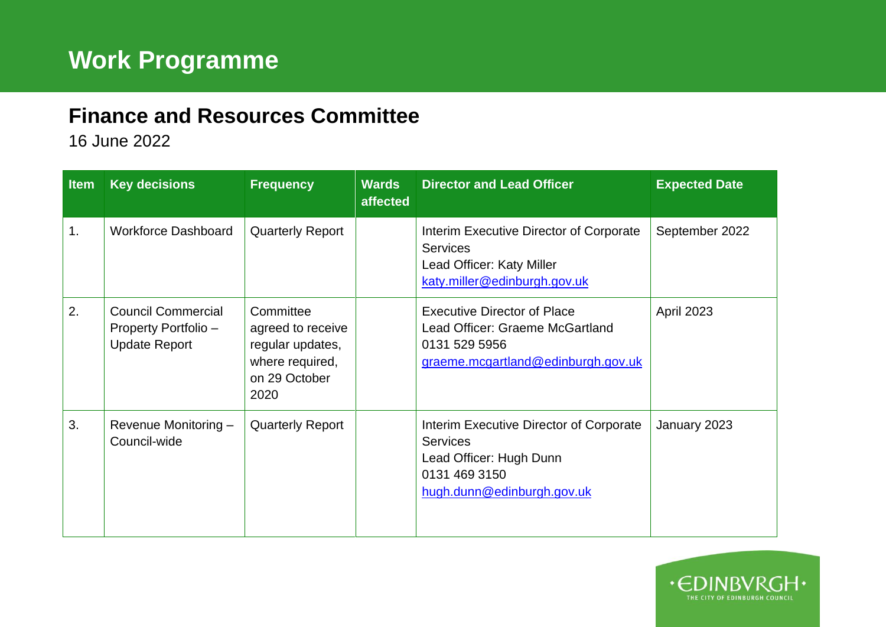# Work Programme

## Finance and Resources Committee

16 June 2022

| Item | Key decisions | Frequency | Wards affected | Director and Lead Officer | Expected Date |
|---|---|---|---|---|---|
| 1. | Workforce Dashboard | Quarterly Report | | Interim Executive Director of Corporate Services<br>Lead Officer: Katy Miller<br>katy.miller@edinburgh.gov.uk | September 2022 |
| 2. | Council Commercial Property Portfolio – Update Report | Committee agreed to receive regular updates, where required, on 29 October 2020 | | Executive Director of Place<br>Lead Officer: Graeme McGartland<br>0131 529 5956<br>graeme.mcgartland@edinburgh.gov.uk | April 2023 |
| 3. | Revenue Monitoring – Council-wide | Quarterly Report | | Interim Executive Director of Corporate Services<br>Lead Officer: Hugh Dunn<br>0131 469 3150<br>hugh.dunn@edinburgh.gov.uk | January 2023 |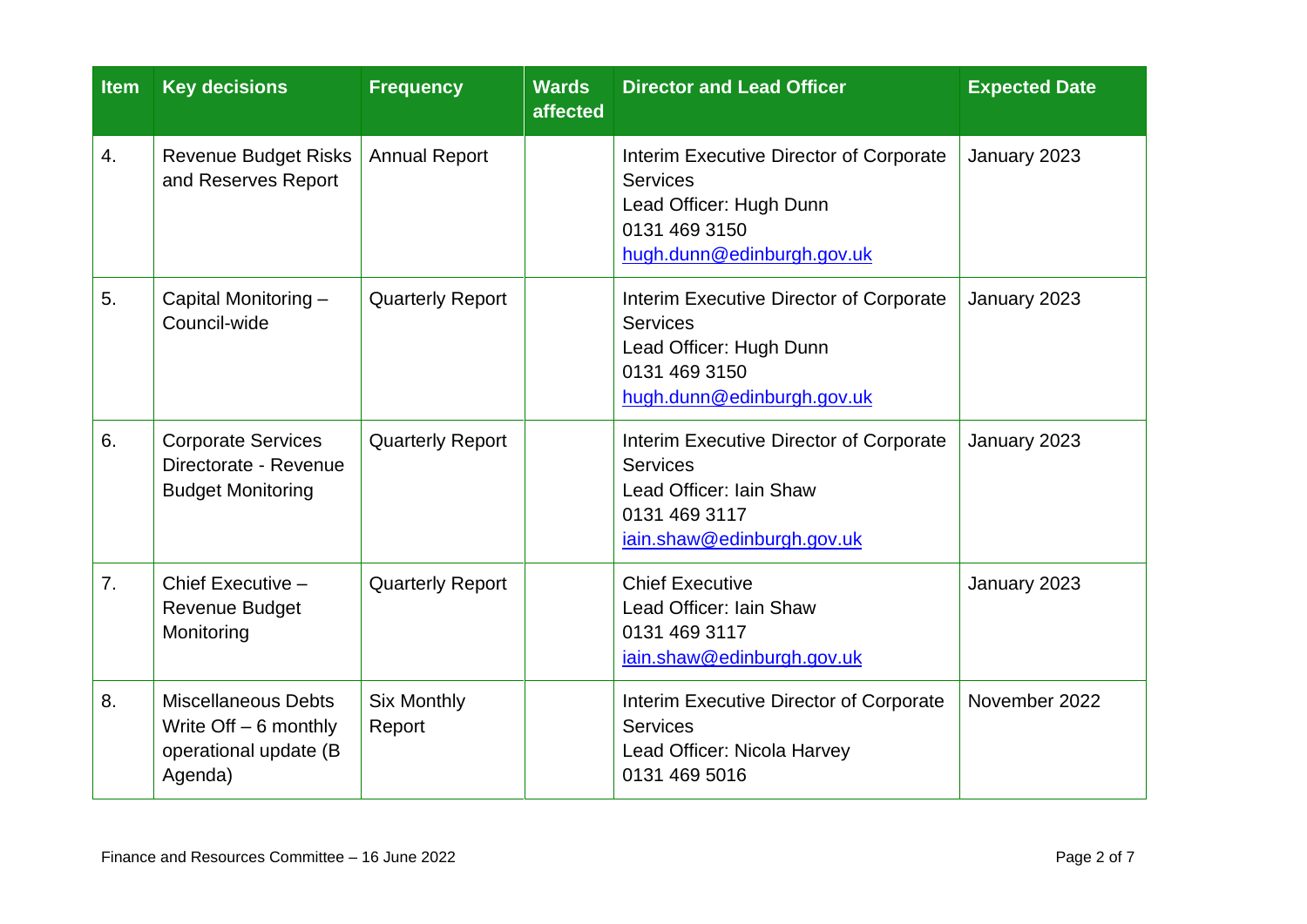| Item | Key decisions | Frequency | Wards affected | Director and Lead Officer | Expected Date |
| --- | --- | --- | --- | --- | --- |
| 4. | Revenue Budget Risks and Reserves Report | Annual Report | | Interim Executive Director of Corporate Services<br>Lead Officer: Hugh Dunn<br>0131 469 3150<br>hugh.dunn@edinburgh.gov.uk | January 2023 |
| 5. | Capital Monitoring – Council-wide | Quarterly Report | | Interim Executive Director of Corporate Services<br>Lead Officer: Hugh Dunn<br>0131 469 3150<br>hugh.dunn@edinburgh.gov.uk | January 2023 |
| 6. | Corporate Services Directorate - Revenue Budget Monitoring | Quarterly Report | | Interim Executive Director of Corporate Services<br>Lead Officer: Iain Shaw<br>0131 469 3117<br>iain.shaw@edinburgh.gov.uk | January 2023 |
| 7. | Chief Executive – Revenue Budget Monitoring | Quarterly Report | | Chief Executive<br>Lead Officer: Iain Shaw<br>0131 469 3117<br>iain.shaw@edinburgh.gov.uk | January 2023 |
| 8. | Miscellaneous Debts Write Off – 6 monthly operational update (B Agenda) | Six Monthly Report | | Interim Executive Director of Corporate Services<br>Lead Officer: Nicola Harvey<br>0131 469 5016 | November 2022 |

Finance and Resources Committee – 16 June 2022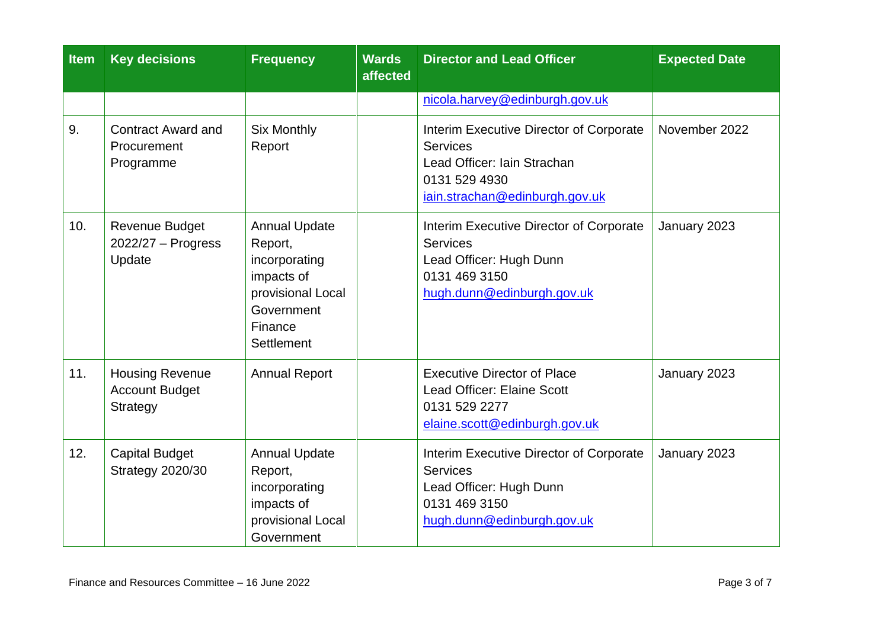| Item | Key decisions | Frequency | Wards affected | Director and Lead Officer | Expected Date |
|---|---|---|---|---|---|
| | | | | nicola.harvey@edinburgh.gov.uk | |
| 9. | Contract Award and Procurement Programme | Six Monthly Report | | Interim Executive Director of Corporate Services<br>Lead Officer: Iain Strachan<br>0131 529 4930<br>iain.strachan@edinburgh.gov.uk | November 2022 |
| 10. | Revenue Budget 2022/27 – Progress Update | Annual Update Report, incorporating impacts of provisional Local Government Finance Settlement | | Interim Executive Director of Corporate Services<br>Lead Officer: Hugh Dunn<br>0131 469 3150<br>hugh.dunn@edinburgh.gov.uk | January 2023 |
| 11. | Housing Revenue Account Budget Strategy | Annual Report | | Executive Director of Place<br>Lead Officer: Elaine Scott<br>0131 529 2277<br>elaine.scott@edinburgh.gov.uk | January 2023 |
| 12. | Capital Budget Strategy 2020/30 | Annual Update Report, incorporating impacts of provisional Local Government | | Interim Executive Director of Corporate Services<br>Lead Officer: Hugh Dunn<br>0131 469 3150<br>hugh.dunn@edinburgh.gov.uk | January 2023 |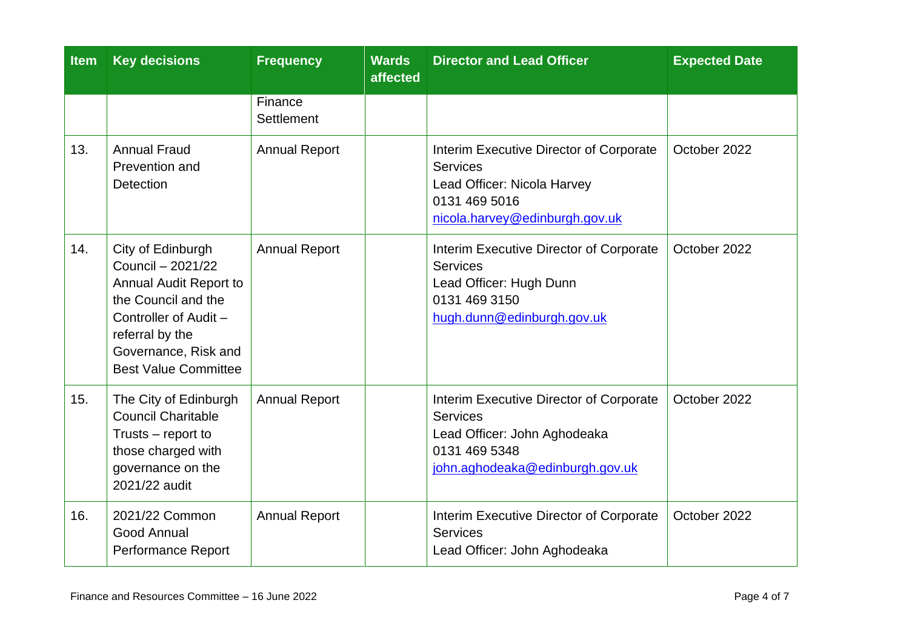| Item | Key decisions | Frequency | Wards affected | Director and Lead Officer | Expected Date |
|---|---|---|---|---|---|
| | | Finance Settlement | | | |
| 13. | Annual Fraud Prevention and Detection | Annual Report | | Interim Executive Director of Corporate Services<br>Lead Officer: Nicola Harvey<br>0131 469 5016<br>nicola.harvey@edinburgh.gov.uk | October 2022 |
| 14. | City of Edinburgh Council – 2021/22 Annual Audit Report to the Council and the Controller of Audit – referral by the Governance, Risk and Best Value Committee | Annual Report | | Interim Executive Director of Corporate Services<br>Lead Officer: Hugh Dunn<br>0131 469 3150<br>hugh.dunn@edinburgh.gov.uk | October 2022 |
| 15. | The City of Edinburgh Council Charitable Trusts – report to those charged with governance on the 2021/22 audit | Annual Report | | Interim Executive Director of Corporate Services<br>Lead Officer: John Aghodeaka<br>0131 469 5348<br>john.aghodeaka@edinburgh.gov.uk | October 2022 |
| 16. | 2021/22 Common Good Annual Performance Report | Annual Report | | Interim Executive Director of Corporate Services<br>Lead Officer: John Aghodeaka | October 2022 |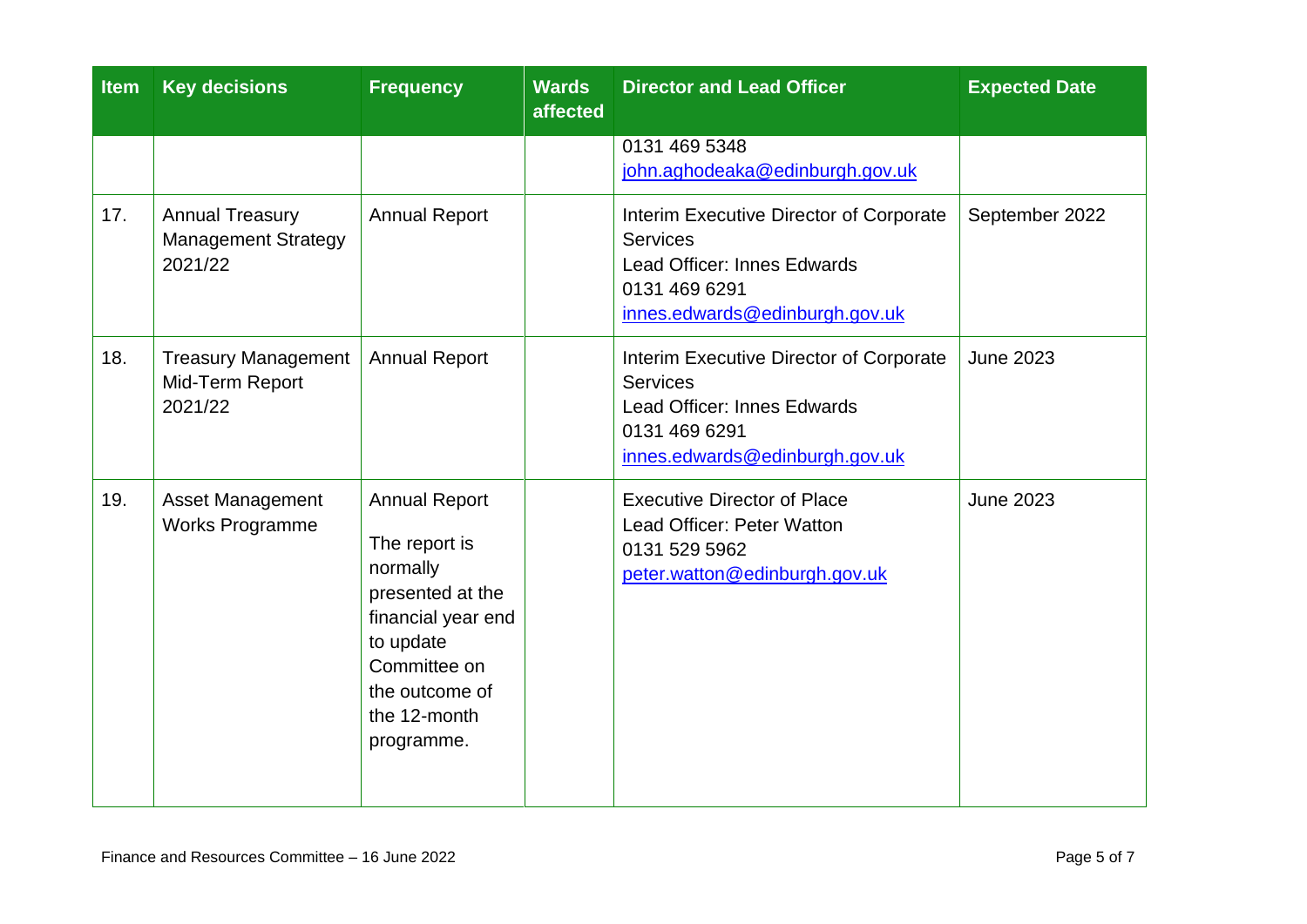| Item | Key decisions | Frequency | Wards affected | Director and Lead Officer | Expected Date |
|---|---|---|---|---|---|
| | | | | 0131 469 5348<br>john.aghodeaka@edinburgh.gov.uk | |
| 17. | Annual Treasury Management Strategy 2021/22 | Annual Report | | Interim Executive Director of Corporate Services<br>Lead Officer: Innes Edwards<br>0131 469 6291<br>innes.edwards@edinburgh.gov.uk | September 2022 |
| 18. | Treasury Management Mid-Term Report 2021/22 | Annual Report | | Interim Executive Director of Corporate Services<br>Lead Officer: Innes Edwards<br>0131 469 6291<br>innes.edwards@edinburgh.gov.uk | June 2023 |
| 19. | Asset Management Works Programme | Annual Report<br><br>The report is normally presented at the financial year end to update Committee on the outcome of the 12-month programme. | | Executive Director of Place<br>Lead Officer: Peter Watton<br>0131 529 5962<br>peter.watton@edinburgh.gov.uk | June 2023 |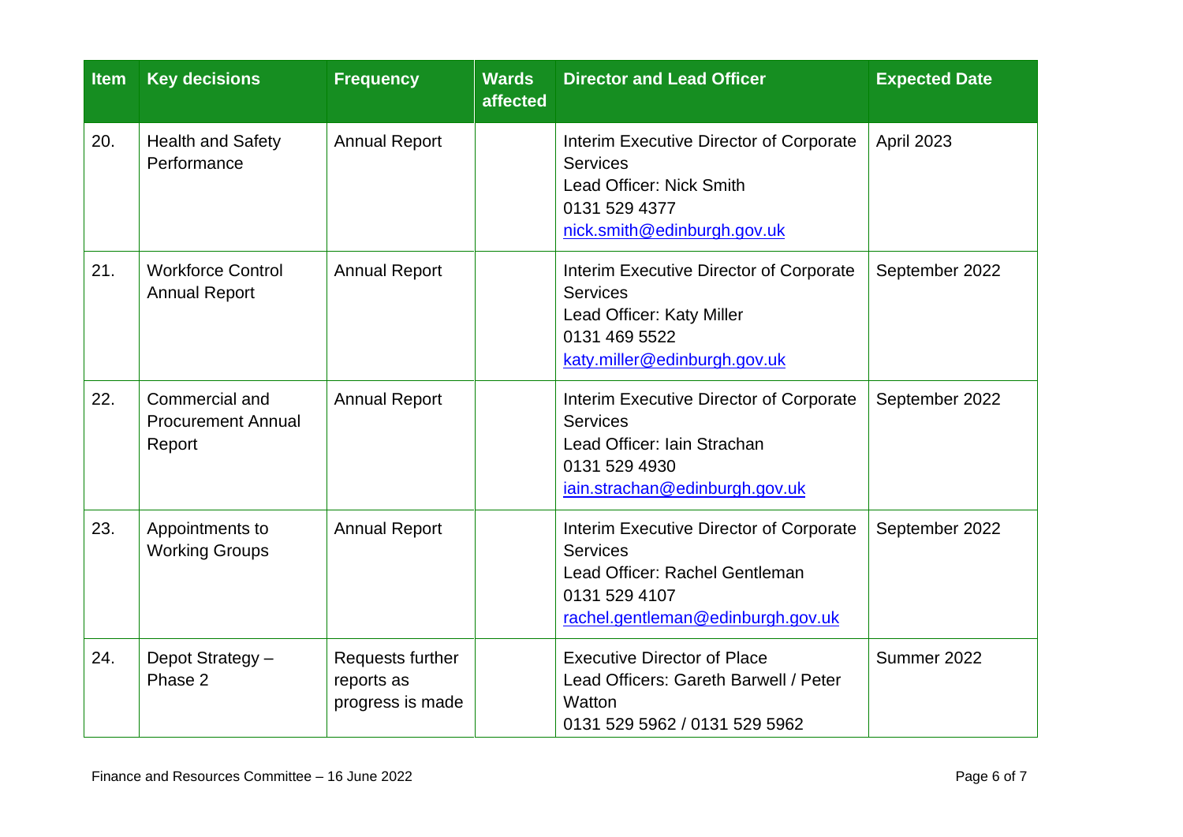| Item | Key decisions | Frequency | Wards affected | Director and Lead Officer | Expected Date |
| --- | --- | --- | --- | --- | --- |
| 20. | Health and Safety Performance | Annual Report | | Interim Executive Director of Corporate Services<br>Lead Officer: Nick Smith<br>0131 529 4377<br>nick.smith@edinburgh.gov.uk | April 2023 |
| 21. | Workforce Control Annual Report | Annual Report | | Interim Executive Director of Corporate Services<br>Lead Officer: Katy Miller<br>0131 469 5522<br>katy.miller@edinburgh.gov.uk | September 2022 |
| 22. | Commercial and Procurement Annual Report | Annual Report | | Interim Executive Director of Corporate Services<br>Lead Officer: Iain Strachan<br>0131 529 4930<br>iain.strachan@edinburgh.gov.uk | September 2022 |
| 23. | Appointments to Working Groups | Annual Report | | Interim Executive Director of Corporate Services<br>Lead Officer: Rachel Gentleman<br>0131 529 4107<br>rachel.gentleman@edinburgh.gov.uk | September 2022 |
| 24. | Depot Strategy – Phase 2 | Requests further reports as progress is made | | Executive Director of Place<br>Lead Officers: Gareth Barwell / Peter Watton<br>0131 529 5962 / 0131 529 5962 | Summer 2022 |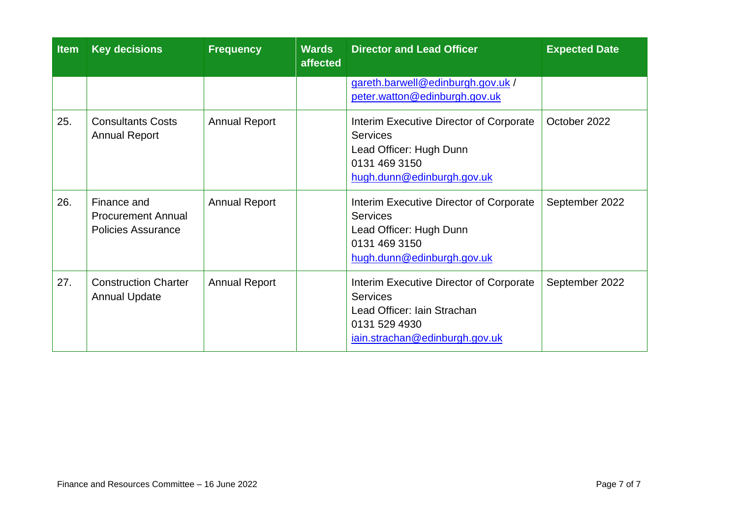| Item | Key decisions | Frequency | Wards affected | Director and Lead Officer | Expected Date |
|---|---|---|---|---|---|
| | | | | gareth.barwell@edinburgh.gov.uk / peter.watton@edinburgh.gov.uk | |
| 25. | Consultants Costs Annual Report | Annual Report | | Interim Executive Director of Corporate Services<br>Lead Officer: Hugh Dunn<br>0131 469 3150<br>hugh.dunn@edinburgh.gov.uk | October 2022 |
| 26. | Finance and Procurement Annual Policies Assurance | Annual Report | | Interim Executive Director of Corporate Services<br>Lead Officer: Hugh Dunn<br>0131 469 3150<br>hugh.dunn@edinburgh.gov.uk | September 2022 |
| 27. | Construction Charter Annual Update | Annual Report | | Interim Executive Director of Corporate Services<br>Lead Officer: Iain Strachan<br>0131 529 4930<br>iain.strachan@edinburgh.gov.uk | September 2022 |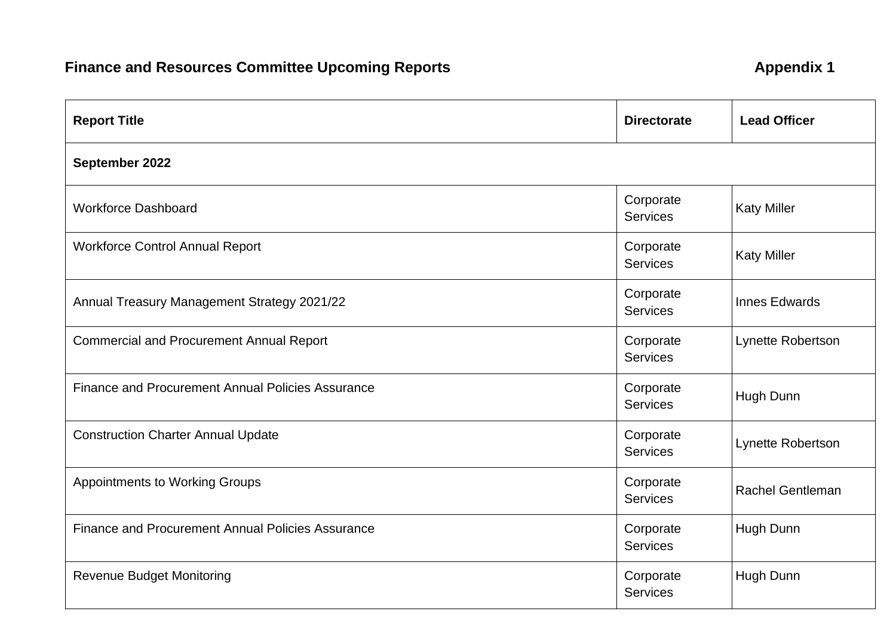**Finance and Resources Committee Upcoming Reports** **Appendix 1**

| Report Title | Directorate | Lead Officer |
| --- | --- | --- |
| **September 2022** | | |
| Workforce Dashboard | Corporate Services | Katy Miller |
| Workforce Control Annual Report | Corporate Services | Katy Miller |
| Annual Treasury Management Strategy 2021/22 | Corporate Services | Innes Edwards |
| Commercial and Procurement Annual Report | Corporate Services | Lynette Robertson |
| Finance and Procurement Annual Policies Assurance | Corporate Services | Hugh Dunn |
| Construction Charter Annual Update | Corporate Services | Lynette Robertson |
| Appointments to Working Groups | Corporate Services | Rachel Gentleman |
| Finance and Procurement Annual Policies Assurance | Corporate Services | Hugh Dunn |
| Revenue Budget Monitoring | Corporate Services | Hugh Dunn |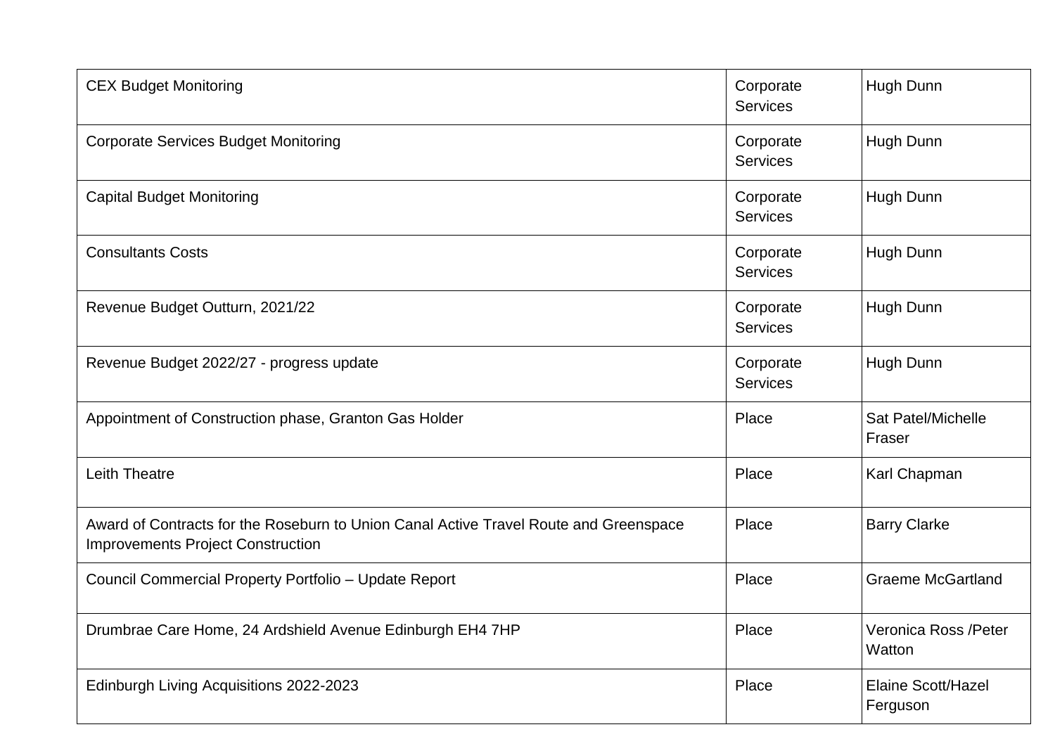| CEX Budget Monitoring | Corporate Services | Hugh Dunn |
|---|---|---|
| Corporate Services Budget Monitoring | Corporate Services | Hugh Dunn |
| Capital Budget Monitoring | Corporate Services | Hugh Dunn |
| Consultants Costs | Corporate Services | Hugh Dunn |
| Revenue Budget Outturn, 2021/22 | Corporate Services | Hugh Dunn |
| Revenue Budget 2022/27 - progress update | Corporate Services | Hugh Dunn |
| Appointment of Construction phase, Granton Gas Holder | Place | Sat Patel/Michelle Fraser |
| Leith Theatre | Place | Karl Chapman |
| Award of Contracts for the Roseburn to Union Canal Active Travel Route and Greenspace Improvements Project Construction | Place | Barry Clarke |
| Council Commercial Property Portfolio – Update Report | Place | Graeme McGartland |
| Drumbrae Care Home, 24 Ardshield Avenue Edinburgh EH4 7HP | Place | Veronica Ross /Peter Watton |
| Edinburgh Living Acquisitions 2022-2023 | Place | Elaine Scott/Hazel Ferguson |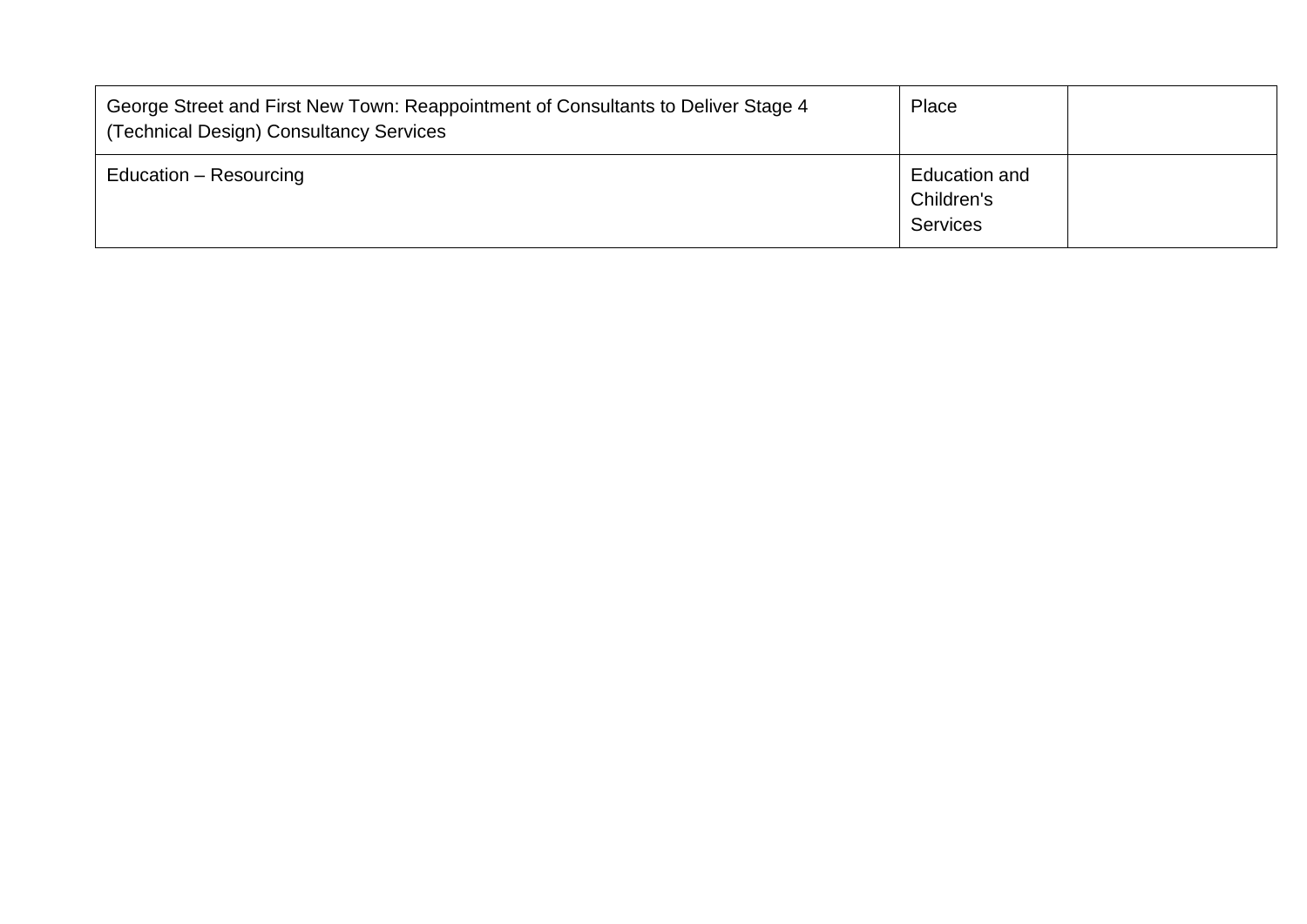| | | |
|---|---|---|
| George Street and First New Town: Reappointment of Consultants to Deliver Stage 4 (Technical Design) Consultancy Services | Place | |
| Education – Resourcing | Education and Children's Services | |